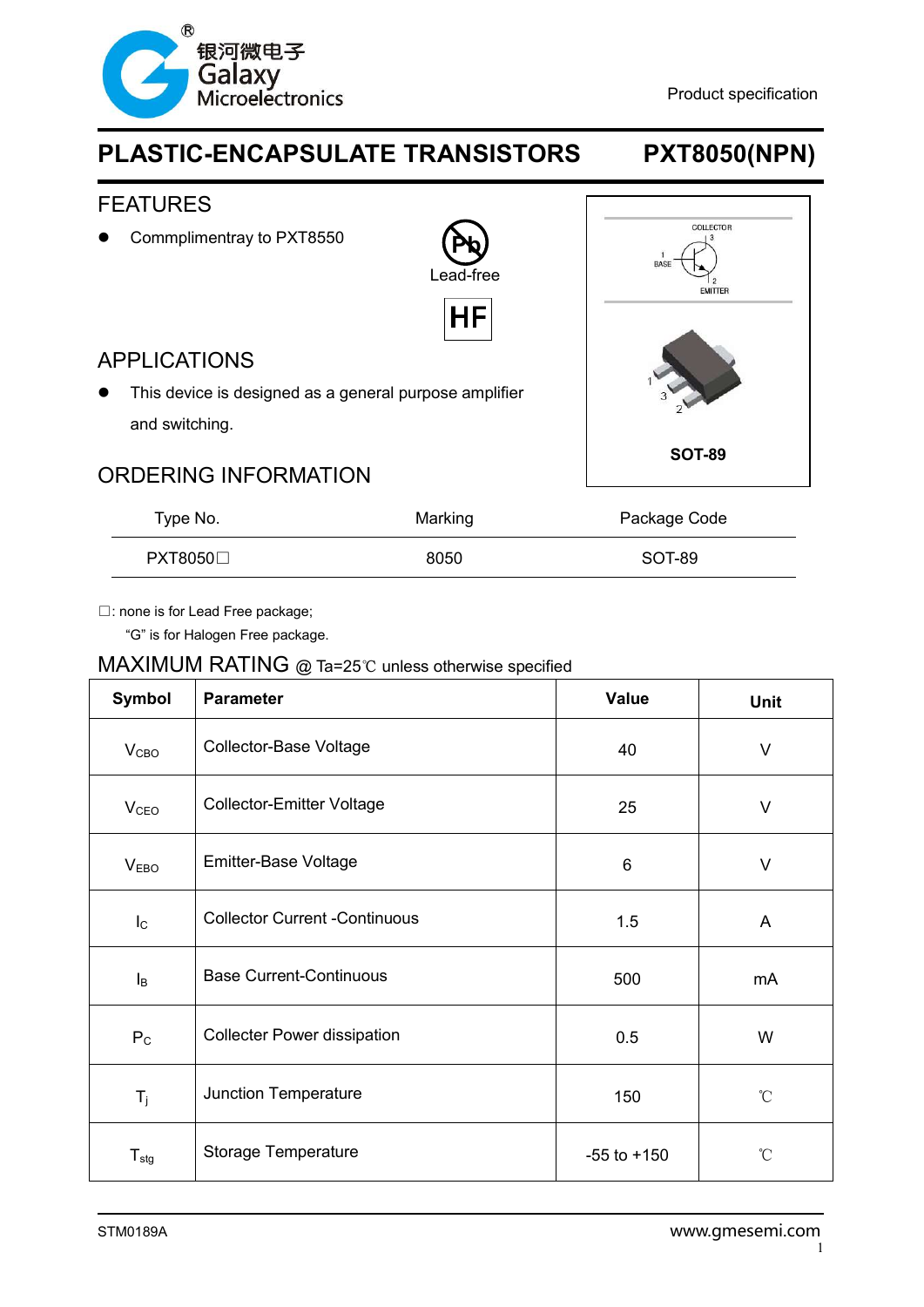银河微电子 Galaxy Microelectronics

Product specification

# PLASTIC-ENCAPSULATE TRANSISTORS PXT8050(NPN)

## FEATURES

- Commplimentray to PXT8550

Lead-free

HF

COLLECTOR 3, BASE 1, EMITTER 2

SOT-89

## APPLICATIONS

- This device is designed as a general purpose amplifier and switching.

## ORDERING INFORMATION

| Type No. | Marking | Package Code |
|---|---|---|
| PXT8050□ | 8050 | SOT-89 |

□: none is for Lead Free package;
"G" is for Halogen Free package.

## MAXIMUM RATING @ Ta=25℃ unless otherwise specified

| Symbol | Parameter | Value | Unit |
|---|---|---|---|
| $V_{CBO}$ | Collector-Base Voltage | 40 | V |
| $V_{CEO}$ | Collector-Emitter Voltage | 25 | V |
| $V_{EBO}$ | Emitter-Base Voltage | 6 | V |
| $I_C$ | Collector Current -Continuous | 1.5 | A |
| $I_B$ | Base Current-Continuous | 500 | mA |
| $P_C$ | Collecter Power dissipation | 0.5 | W |
| $T_j$ | Junction Temperature | 150 | ℃ |
| $T_{stg}$ | Storage Temperature | -55 to +150 | ℃ |

STM0189A www.gmesemi.com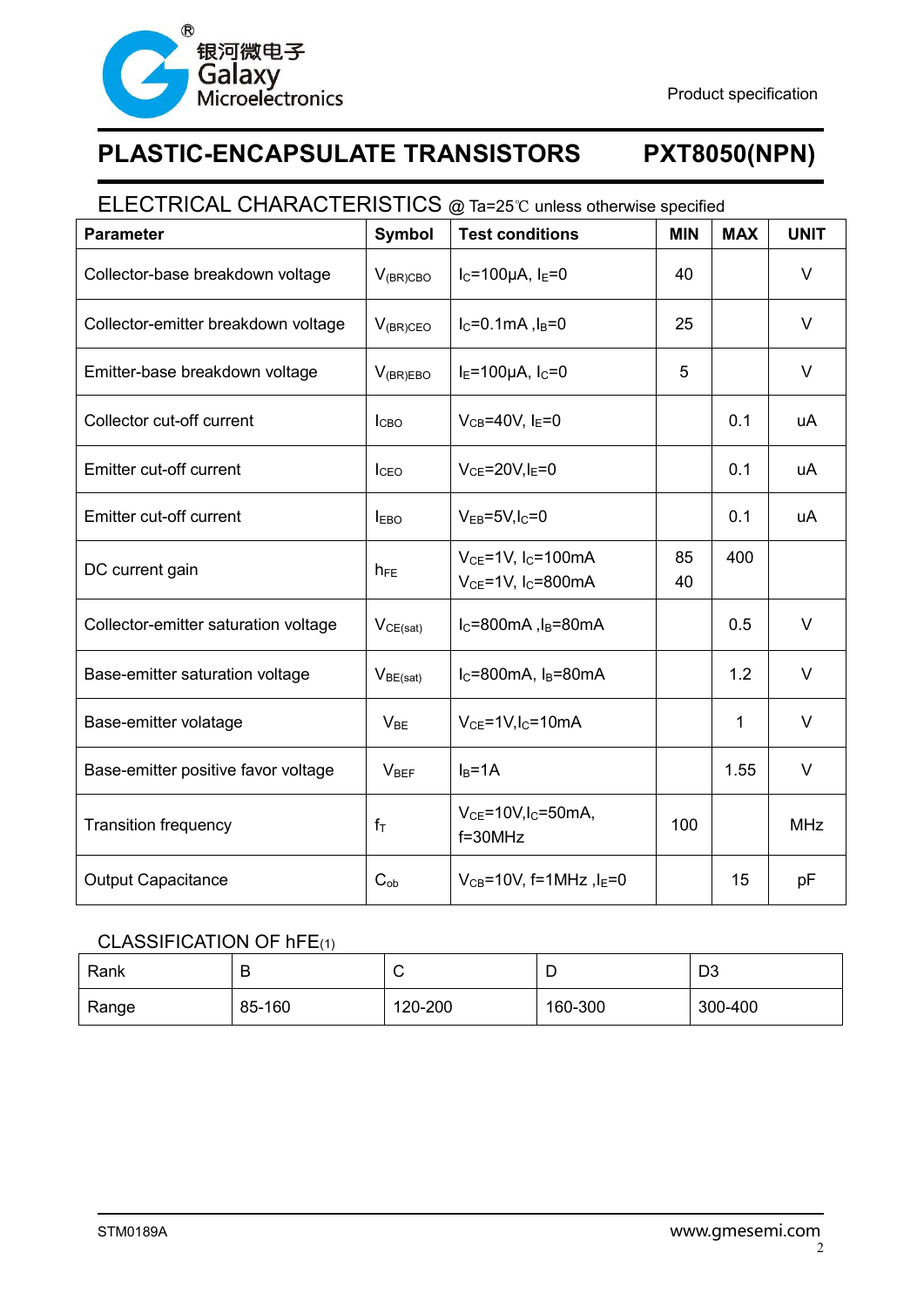Product specification

# PLASTIC-ENCAPSULATE TRANSISTORS　　PXT8050(NPN)

## ELECTRICAL CHARACTERISTICS @ Ta=25℃ unless otherwise specified

| Parameter | Symbol | Test conditions | MIN | MAX | UNIT |
|---|---|---|---|---|---|
| Collector-base breakdown voltage | $V_{(BR)CBO}$ | $I_C$=100μA, $I_E$=0 | 40 | | V |
| Collector-emitter breakdown voltage | $V_{(BR)CEO}$ | $I_C$=0.1mA ,$I_B$=0 | 25 | | V |
| Emitter-base breakdown voltage | $V_{(BR)EBO}$ | $I_E$=100μA, $I_C$=0 | 5 | | V |
| Collector cut-off current | $I_{CBO}$ | $V_{CB}$=40V, $I_E$=0 | | 0.1 | uA |
| Emitter cut-off current | $I_{CEO}$ | $V_{CE}$=20V,$I_E$=0 | | 0.1 | uA |
| Emitter cut-off current | $I_{EBO}$ | $V_{EB}$=5V,$I_C$=0 | | 0.1 | uA |
| DC current gain | $h_{FE}$ | $V_{CE}$=1V, $I_C$=100mA<br>$V_{CE}$=1V, $I_C$=800mA | 85<br>40 | 400 | |
| Collector-emitter saturation voltage | $V_{CE(sat)}$ | $I_C$=800mA ,$I_B$=80mA | | 0.5 | V |
| Base-emitter saturation voltage | $V_{BE(sat)}$ | $I_C$=800mA, $I_B$=80mA | | 1.2 | V |
| Base-emitter volatage | $V_{BE}$ | $V_{CE}$=1V,$I_C$=10mA | | 1 | V |
| Base-emitter positive favor voltage | $V_{BEF}$ | $I_B$=1A | | 1.55 | V |
| Transition frequency | $f_T$ | $V_{CE}$=10V,$I_C$=50mA, f=30MHz | 100 | | MHz |
| Output Capacitance | $C_{ob}$ | $V_{CB}$=10V, f=1MHz ,$I_E$=0 | | 15 | pF |

## CLASSIFICATION OF hFE(1)

| Rank | B | C | D | D3 |
|---|---|---|---|---|
| Range | 85-160 | 120-200 | 160-300 | 300-400 |

STM0189A　　www.gmesemi.com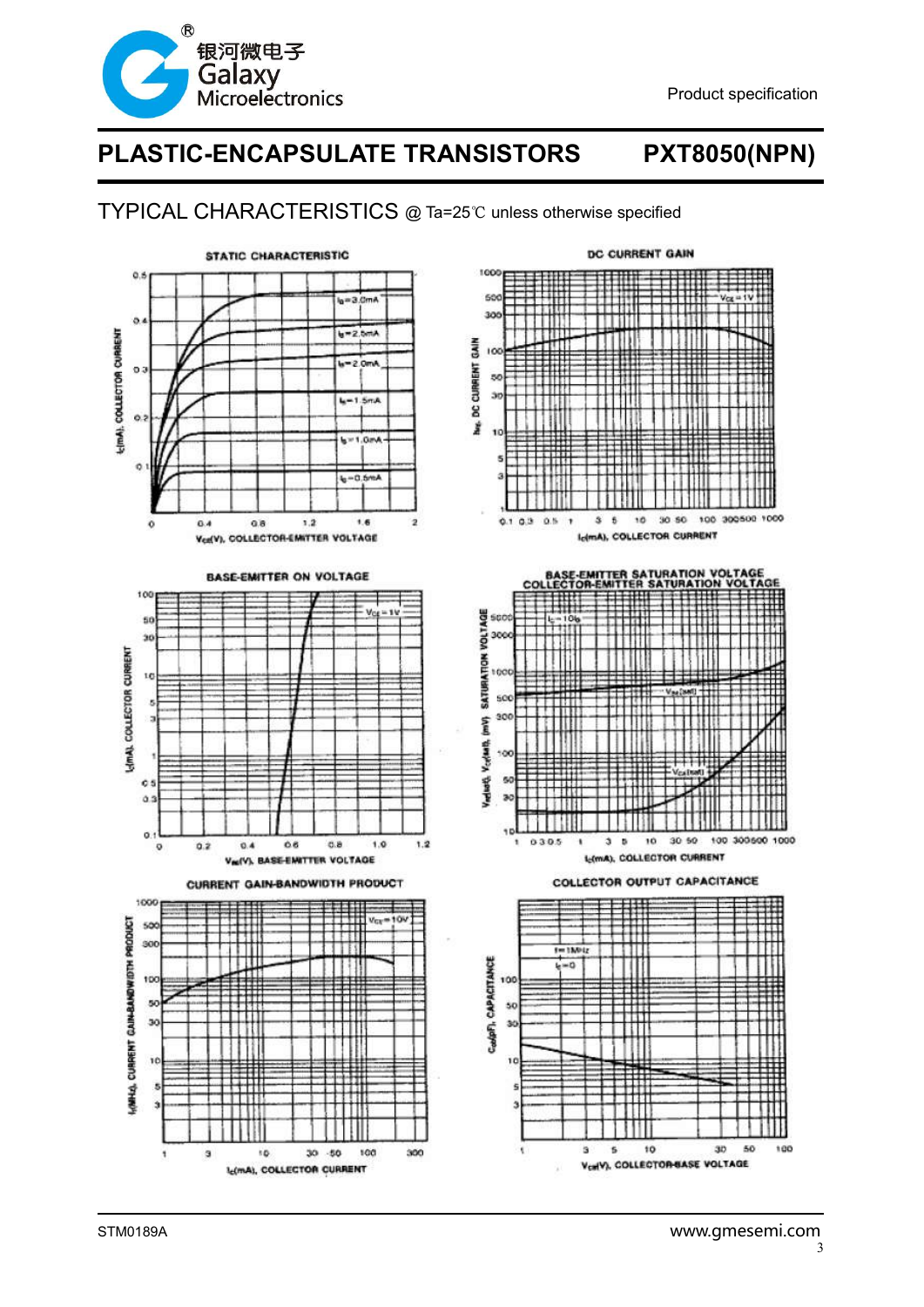# PLASTIC-ENCAPSULATE TRANSISTORS PXT8050(NPN)

## TYPICAL CHARACTERISTICS @ Ta=25℃ unless otherwise specified

STATIC CHARACTERISTIC

DC CURRENT GAIN

BASE-EMITTER ON VOLTAGE

BASE-EMITTER SATURATION VOLTAGE
COLLECTOR-EMITTER SATURATION VOLTAGE

CURRENT GAIN-BANDWIDTH PRODUCT

COLLECTOR OUTPUT CAPACITANCE

STM0189A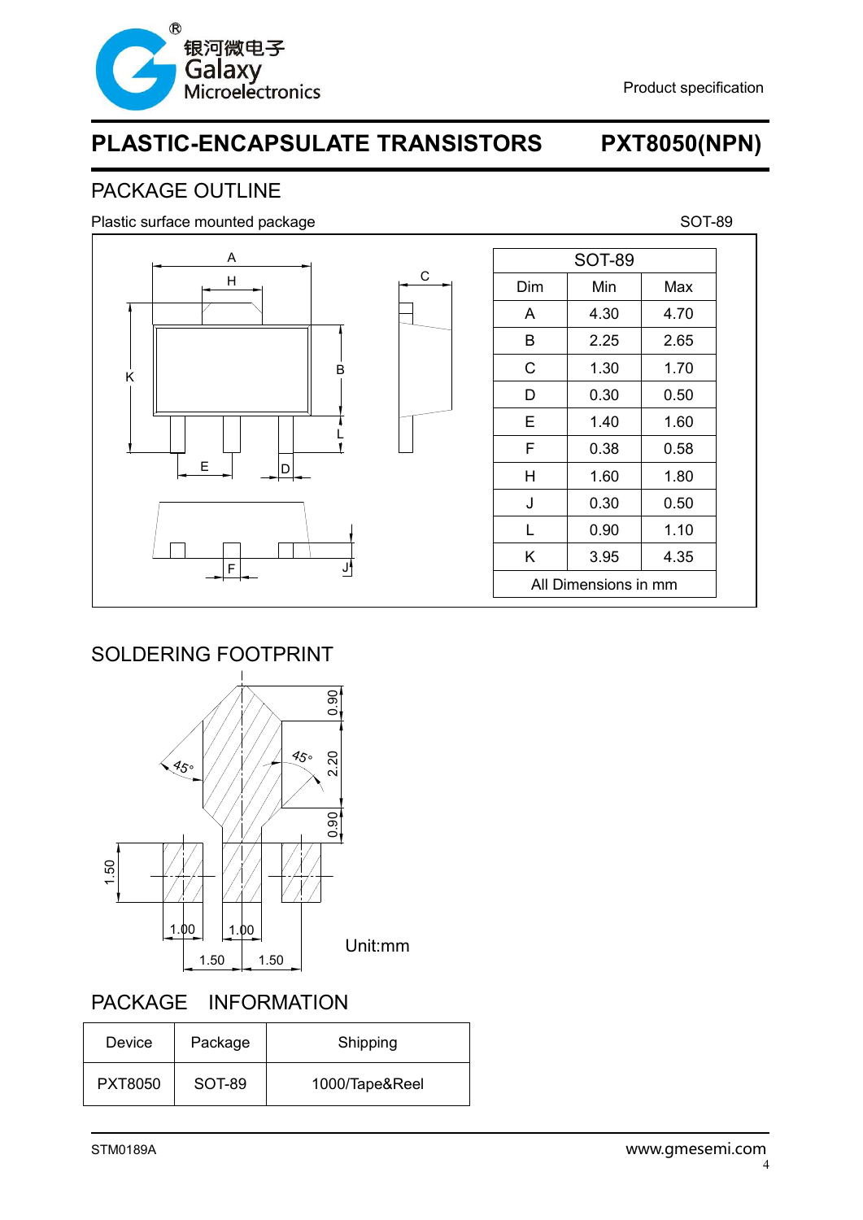# PLASTIC-ENCAPSULATE TRANSISTORS PXT8050(NPN)

Product specification

## PACKAGE OUTLINE

Plastic surface mounted package SOT-89

A
H
C
K
B
L
E
D
F
J

| SOT-89 | | |
|---|---|---|
| Dim | Min | Max |
| A | 4.30 | 4.70 |
| B | 2.25 | 2.65 |
| C | 1.30 | 1.70 |
| D | 0.30 | 0.50 |
| E | 1.40 | 1.60 |
| F | 0.38 | 0.58 |
| H | 1.60 | 1.80 |
| J | 0.30 | 0.50 |
| L | 0.90 | 1.10 |
| K | 3.95 | 4.35 |
| All Dimensions in mm | | |

## SOLDERING FOOTPRINT

45°
45°
0.90
2.20
0.90
1.50
1.00
1.00
1.50
1.50

Unit:mm

## PACKAGE INFORMATION

| Device | Package | Shipping |
|---|---|---|
| PXT8050 | SOT-89 | 1000/Tape&Reel |

STM0189A

www.gmesemi.com